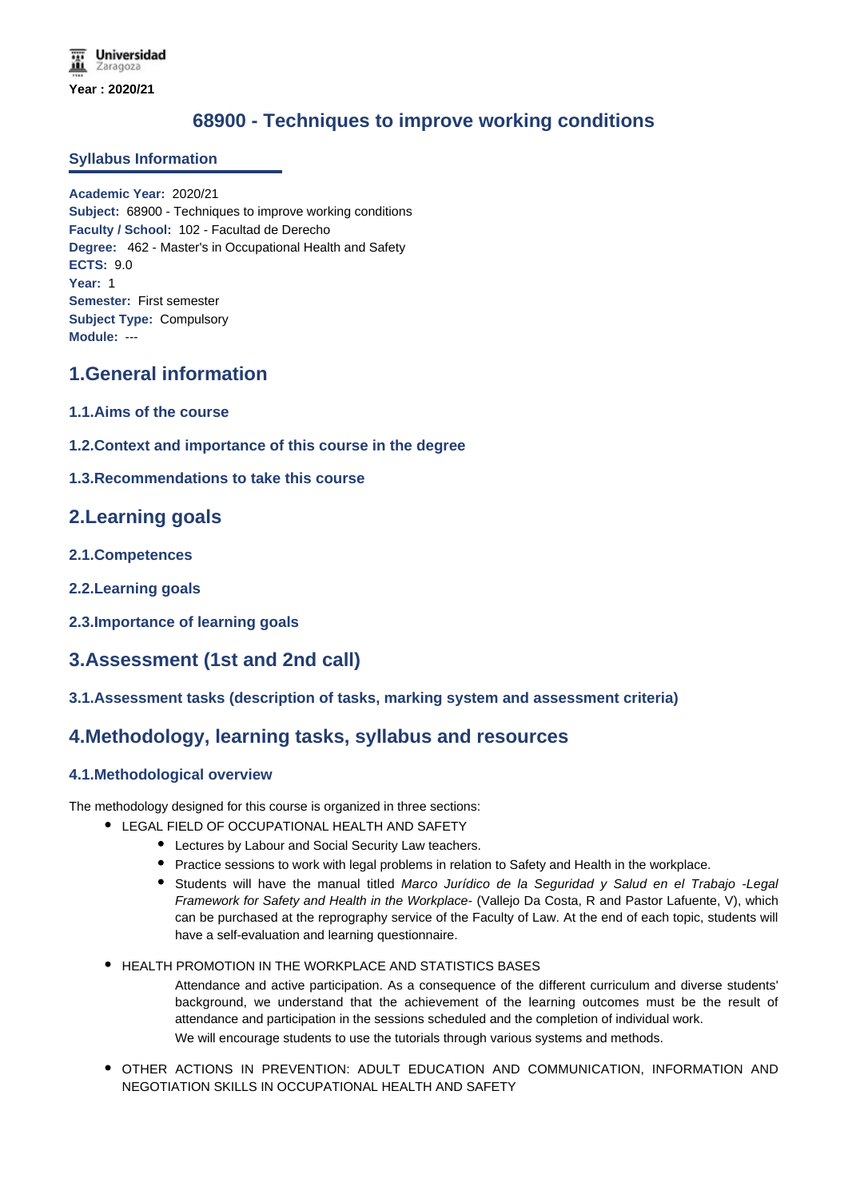Year : 2020/21

# 68900 - Techniques to improve working conditions

## Syllabus Information

**Academic Year:** 2020/21
**Subject:** 68900 - Techniques to improve working conditions
**Faculty / School:** 102 - Facultad de Derecho
**Degree:** 462 - Master's in Occupational Health and Safety
**ECTS:** 9.0
**Year:** 1
**Semester:** First semester
**Subject Type:** Compulsory
**Module:** ---

## 1.General information

### 1.1.Aims of the course

### 1.2.Context and importance of this course in the degree

### 1.3.Recommendations to take this course

## 2.Learning goals

### 2.1.Competences

### 2.2.Learning goals

### 2.3.Importance of learning goals

## 3.Assessment (1st and 2nd call)

### 3.1.Assessment tasks (description of tasks, marking system and assessment criteria)

## 4.Methodology, learning tasks, syllabus and resources

### 4.1.Methodological overview

The methodology designed for this course is organized in three sections:

- LEGAL FIELD OF OCCUPATIONAL HEALTH AND SAFETY
  - Lectures by Labour and Social Security Law teachers.
  - Practice sessions to work with legal problems in relation to Safety and Health in the workplace.
  - Students will have the manual titled *Marco Jurídico de la Seguridad y Salud en el Trabajo -Legal Framework for Safety and Health in the Workplace-* (Vallejo Da Costa, R and Pastor Lafuente, V), which can be purchased at the reprography service of the Faculty of Law. At the end of each topic, students will have a self-evaluation and learning questionnaire.
- HEALTH PROMOTION IN THE WORKPLACE AND STATISTICS BASES

  Attendance and active participation. As a consequence of the different curriculum and diverse students' background, we understand that the achievement of the learning outcomes must be the result of attendance and participation in the sessions scheduled and the completion of individual work.

  We will encourage students to use the tutorials through various systems and methods.
- OTHER ACTIONS IN PREVENTION: ADULT EDUCATION AND COMMUNICATION, INFORMATION AND NEGOTIATION SKILLS IN OCCUPATIONAL HEALTH AND SAFETY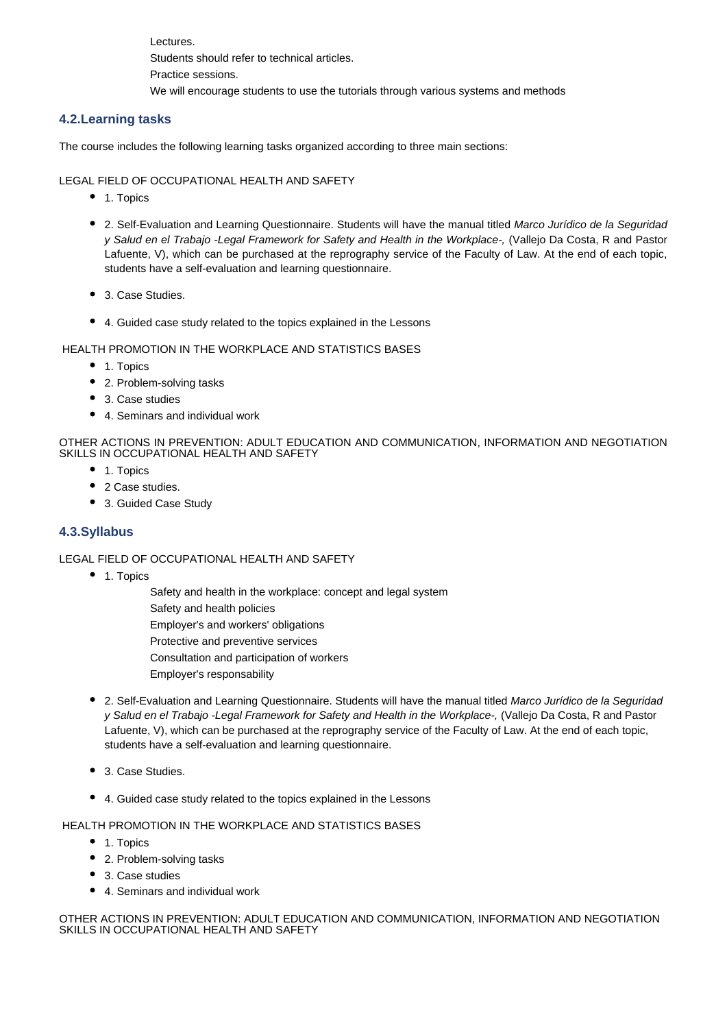Lectures.
Students should refer to technical articles.
Practice sessions.
We will encourage students to use the tutorials through various systems and methods

### 4.2.Learning tasks

The course includes the following learning tasks organized according to three main sections:

LEGAL FIELD OF OCCUPATIONAL HEALTH AND SAFETY

- 1. Topics
- 2. Self-Evaluation and Learning Questionnaire. Students will have the manual titled *Marco Jurídico de la Seguridad y Salud en el Trabajo -Legal Framework for Safety and Health in the Workplace-,* (Vallejo Da Costa, R and Pastor Lafuente, V), which can be purchased at the reprography service of the Faculty of Law. At the end of each topic, students have a self-evaluation and learning questionnaire.
- 3. Case Studies.
- 4. Guided case study related to the topics explained in the Lessons

HEALTH PROMOTION IN THE WORKPLACE AND STATISTICS BASES

- 1. Topics
- 2. Problem-solving tasks
- 3. Case studies
- 4. Seminars and individual work

OTHER ACTIONS IN PREVENTION: ADULT EDUCATION AND COMMUNICATION, INFORMATION AND NEGOTIATION SKILLS IN OCCUPATIONAL HEALTH AND SAFETY

- 1. Topics
- 2 Case studies.
- 3. Guided Case Study

### 4.3.Syllabus

LEGAL FIELD OF OCCUPATIONAL HEALTH AND SAFETY

- 1. Topics

  Safety and health in the workplace: concept and legal system
  Safety and health policies
  Employer's and workers' obligations
  Protective and preventive services
  Consultation and participation of workers
  Employer's responsability

- 2. Self-Evaluation and Learning Questionnaire. Students will have the manual titled *Marco Jurídico de la Seguridad y Salud en el Trabajo -Legal Framework for Safety and Health in the Workplace-,* (Vallejo Da Costa, R and Pastor Lafuente, V), which can be purchased at the reprography service of the Faculty of Law. At the end of each topic, students have a self-evaluation and learning questionnaire.
- 3. Case Studies.
- 4. Guided case study related to the topics explained in the Lessons

HEALTH PROMOTION IN THE WORKPLACE AND STATISTICS BASES

- 1. Topics
- 2. Problem-solving tasks
- 3. Case studies
- 4. Seminars and individual work

OTHER ACTIONS IN PREVENTION: ADULT EDUCATION AND COMMUNICATION, INFORMATION AND NEGOTIATION SKILLS IN OCCUPATIONAL HEALTH AND SAFETY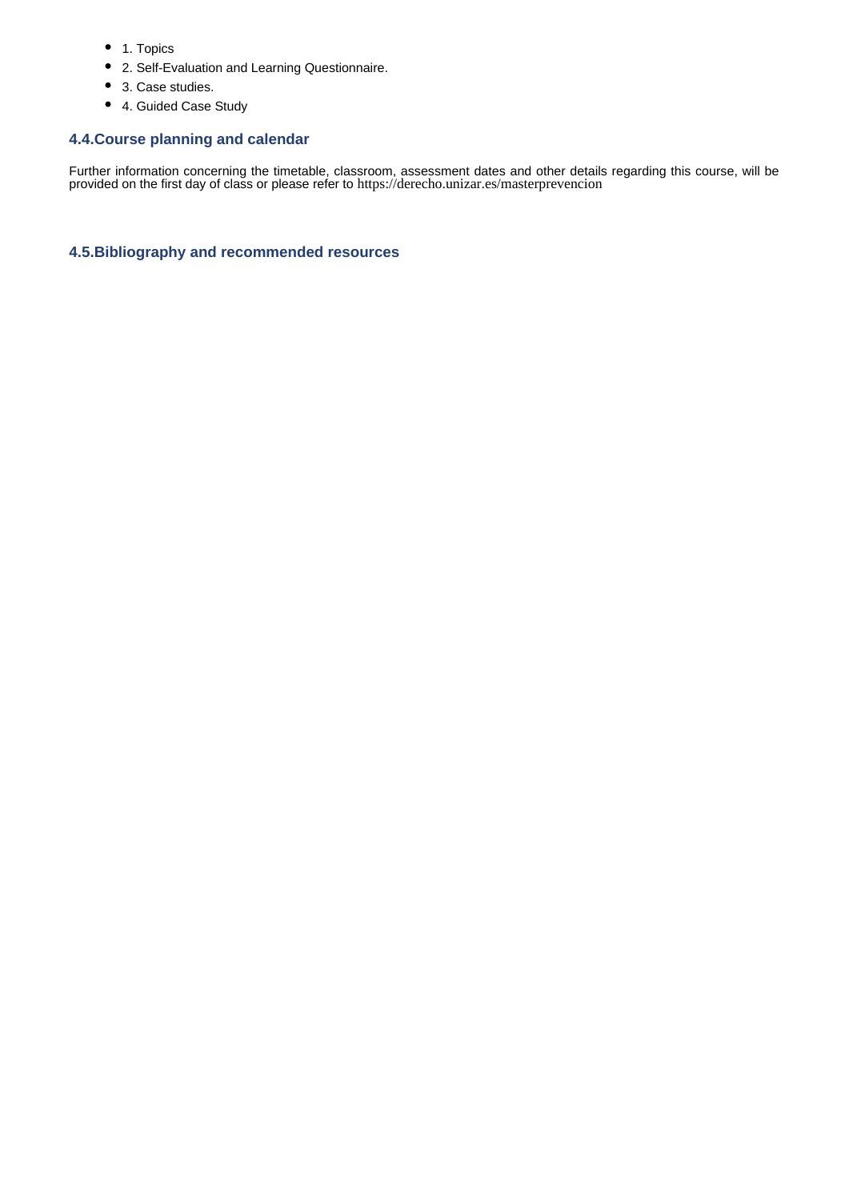- 1. Topics
- 2. Self-Evaluation and Learning Questionnaire.
- 3. Case studies.
- 4. Guided Case Study

### 4.4.Course planning and calendar

Further information concerning the timetable, classroom, assessment dates and other details regarding this course, will be provided on the first day of class or please refer to https://derecho.unizar.es/masterprevencion

### 4.5.Bibliography and recommended resources